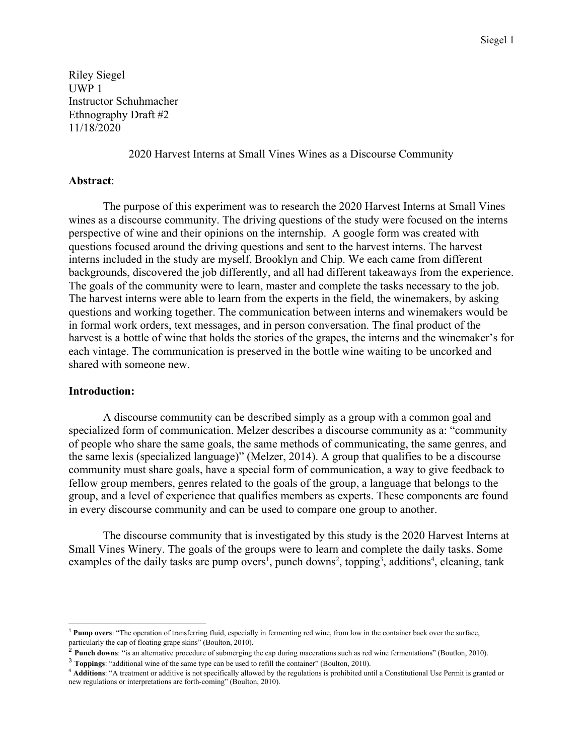Riley Siegel
UWP 1
Instructor Schuhmacher
Ethnography Draft #2
11/18/2020

# 2020 Harvest Interns at Small Vines Wines as a Discourse Community

**Abstract**:

The purpose of this experiment was to research the 2020 Harvest Interns at Small Vines wines as a discourse community. The driving questions of the study were focused on the interns perspective of wine and their opinions on the internship. A google form was created with questions focused around the driving questions and sent to the harvest interns. The harvest interns included in the study are myself, Brooklyn and Chip. We each came from different backgrounds, discovered the job differently, and all had different takeaways from the experience. The goals of the community were to learn, master and complete the tasks necessary to the job. The harvest interns were able to learn from the experts in the field, the winemakers, by asking questions and working together. The communication between interns and winemakers would be in formal work orders, text messages, and in person conversation. The final product of the harvest is a bottle of wine that holds the stories of the grapes, the interns and the winemaker's for each vintage. The communication is preserved in the bottle wine waiting to be uncorked and shared with someone new.

**Introduction:**

A discourse community can be described simply as a group with a common goal and specialized form of communication. Melzer describes a discourse community as a: "community of people who share the same goals, the same methods of communicating, the same genres, and the same lexis (specialized language)" (Melzer, 2014). A group that qualifies to be a discourse community must share goals, have a special form of communication, a way to give feedback to fellow group members, genres related to the goals of the group, a language that belongs to the group, and a level of experience that qualifies members as experts. These components are found in every discourse community and can be used to compare one group to another.

The discourse community that is investigated by this study is the 2020 Harvest Interns at Small Vines Winery. The goals of the groups were to learn and complete the daily tasks. Some examples of the daily tasks are pump overs[1], punch downs[2], topping[3], additions[4], cleaning, tank

---

[1] **Pump overs**: "The operation of transferring fluid, especially in fermenting red wine, from low in the container back over the surface, particularly the cap of floating grape skins" (Boulton, 2010).

[2] **Punch downs**: "is an alternative procedure of submerging the cap during macerations such as red wine fermentations" (Boutlon, 2010).

[3] **Toppings**: "additional wine of the same type can be used to refill the container" (Boulton, 2010).

[4] **Additions**: "A treatment or additive is not specifically allowed by the regulations is prohibited until a Constitutional Use Permit is granted or new regulations or interpretations are forth-coming" (Boulton, 2010).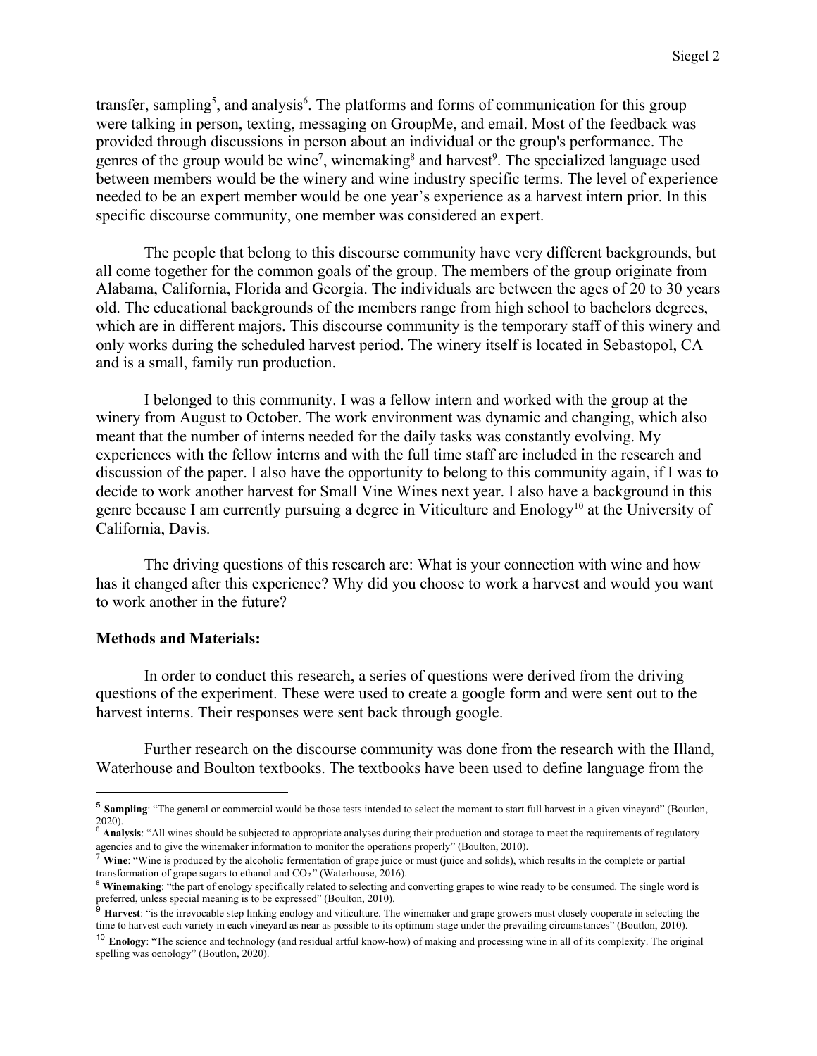transfer, sampling[5], and analysis[6]. The platforms and forms of communication for this group were talking in person, texting, messaging on GroupMe, and email. Most of the feedback was provided through discussions in person about an individual or the group's performance. The genres of the group would be wine[7], winemaking[8] and harvest[9]. The specialized language used between members would be the winery and wine industry specific terms. The level of experience needed to be an expert member would be one year's experience as a harvest intern prior. In this specific discourse community, one member was considered an expert.

The people that belong to this discourse community have very different backgrounds, but all come together for the common goals of the group. The members of the group originate from Alabama, California, Florida and Georgia. The individuals are between the ages of 20 to 30 years old. The educational backgrounds of the members range from high school to bachelors degrees, which are in different majors. This discourse community is the temporary staff of this winery and only works during the scheduled harvest period. The winery itself is located in Sebastopol, CA and is a small, family run production.

I belonged to this community. I was a fellow intern and worked with the group at the winery from August to October. The work environment was dynamic and changing, which also meant that the number of interns needed for the daily tasks was constantly evolving. My experiences with the fellow interns and with the full time staff are included in the research and discussion of the paper. I also have the opportunity to belong to this community again, if I was to decide to work another harvest for Small Vine Wines next year. I also have a background in this genre because I am currently pursuing a degree in Viticulture and Enology[10] at the University of California, Davis.

The driving questions of this research are: What is your connection with wine and how has it changed after this experience? Why did you choose to work a harvest and would you want to work another in the future?

**Methods and Materials:**

In order to conduct this research, a series of questions were derived from the driving questions of the experiment. These were used to create a google form and were sent out to the harvest interns. Their responses were sent back through google.

Further research on the discourse community was done from the research with the Illand, Waterhouse and Boulton textbooks. The textbooks have been used to define language from the

---

[5] **Sampling**: "The general or commercial would be those tests intended to select the moment to start full harvest in a given vineyard" (Boutlon, 2020).

[6] **Analysis**: "All wines should be subjected to appropriate analyses during their production and storage to meet the requirements of regulatory agencies and to give the winemaker information to monitor the operations properly" (Boulton, 2010).

[7] **Wine**: "Wine is produced by the alcoholic fermentation of grape juice or must (juice and solids), which results in the complete or partial transformation of grape sugars to ethanol and $CO_2$" (Waterhouse, 2016).

[8] **Winemaking**: "the part of enology specifically related to selecting and converting grapes to wine ready to be consumed. The single word is preferred, unless special meaning is to be expressed" (Boulton, 2010).

[9] **Harvest**: "is the irrevocable step linking enology and viticulture. The winemaker and grape growers must closely cooperate in selecting the time to harvest each variety in each vineyard as near as possible to its optimum stage under the prevailing circumstances" (Boulton, 2010).

[10] **Enology**: "The science and technology (and residual artful know-how) of making and processing wine in all of its complexity. The original spelling was oenology" (Boutlon, 2020).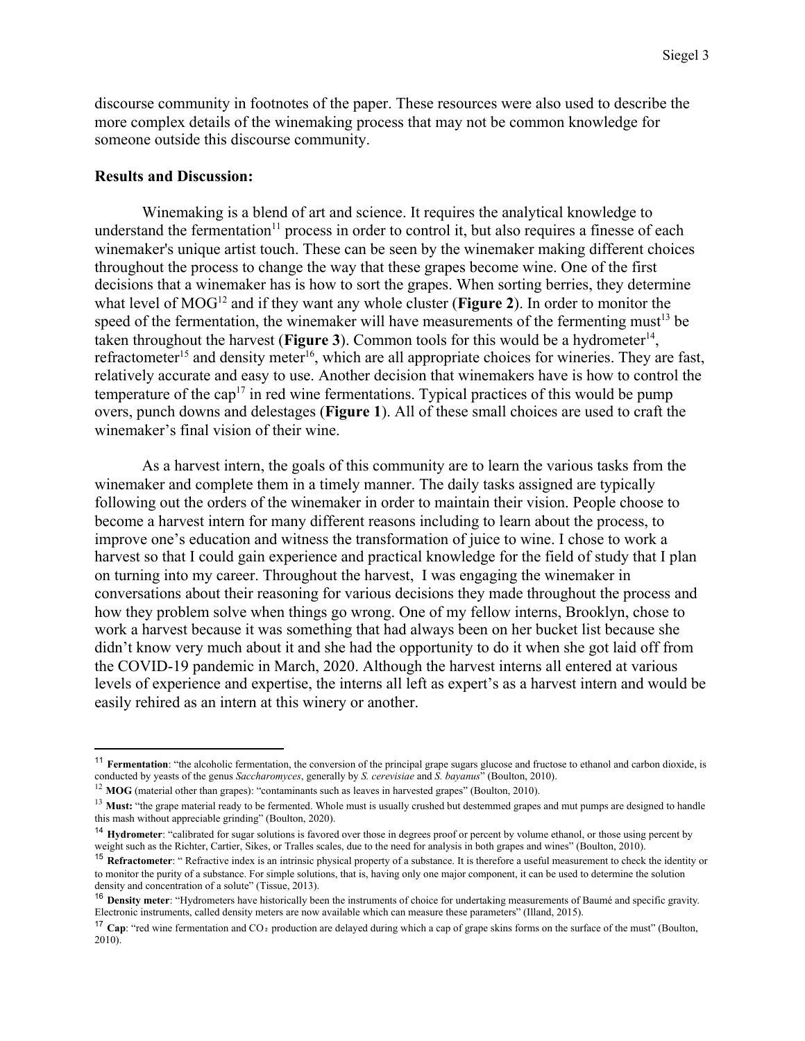discourse community in footnotes of the paper. These resources were also used to describe the more complex details of the winemaking process that may not be common knowledge for someone outside this discourse community.

**Results and Discussion:**

Winemaking is a blend of art and science. It requires the analytical knowledge to understand the fermentation[11] process in order to control it, but also requires a finesse of each winemaker's unique artist touch. These can be seen by the winemaker making different choices throughout the process to change the way that these grapes become wine. One of the first decisions that a winemaker has is how to sort the grapes. When sorting berries, they determine what level of MOG[12] and if they want any whole cluster (**Figure 2**). In order to monitor the speed of the fermentation, the winemaker will have measurements of the fermenting must[13] be taken throughout the harvest (**Figure 3**). Common tools for this would be a hydrometer[14], refractometer[15] and density meter[16], which are all appropriate choices for wineries. They are fast, relatively accurate and easy to use. Another decision that winemakers have is how to control the temperature of the cap[17] in red wine fermentations. Typical practices of this would be pump overs, punch downs and delestages (**Figure 1**). All of these small choices are used to craft the winemaker's final vision of their wine.

As a harvest intern, the goals of this community are to learn the various tasks from the winemaker and complete them in a timely manner. The daily tasks assigned are typically following out the orders of the winemaker in order to maintain their vision. People choose to become a harvest intern for many different reasons including to learn about the process, to improve one's education and witness the transformation of juice to wine. I chose to work a harvest so that I could gain experience and practical knowledge for the field of study that I plan on turning into my career. Throughout the harvest, I was engaging the winemaker in conversations about their reasoning for various decisions they made throughout the process and how they problem solve when things go wrong. One of my fellow interns, Brooklyn, chose to work a harvest because it was something that had always been on her bucket list because she didn't know very much about it and she had the opportunity to do it when she got laid off from the COVID-19 pandemic in March, 2020. Although the harvest interns all entered at various levels of experience and expertise, the interns all left as expert's as a harvest intern and would be easily rehired as an intern at this winery or another.

---

[11] **Fermentation**: "the alcoholic fermentation, the conversion of the principal grape sugars glucose and fructose to ethanol and carbon dioxide, is conducted by yeasts of the genus *Saccharomyces*, generally by *S. cerevisiae* and *S. bayanus*" (Boulton, 2010).

[12] **MOG** (material other than grapes): "contaminants such as leaves in harvested grapes" (Boulton, 2010).

[13] **Must:** "the grape material ready to be fermented. Whole must is usually crushed but destemmed grapes and mut pumps are designed to handle this mash without appreciable grinding" (Boulton, 2020).

[14] **Hydrometer**: "calibrated for sugar solutions is favored over those in degrees proof or percent by volume ethanol, or those using percent by weight such as the Richter, Cartier, Sikes, or Tralles scales, due to the need for analysis in both grapes and wines" (Boulton, 2010).

[15] **Refractometer**: " Refractive index is an intrinsic physical property of a substance. It is therefore a useful measurement to check the identity or to monitor the purity of a substance. For simple solutions, that is, having only one major component, it can be used to determine the solution density and concentration of a solute" (Tissue, 2013).

[16] **Density meter**: "Hydrometers have historically been the instruments of choice for undertaking measurements of Baumé and specific gravity. Electronic instruments, called density meters are now available which can measure these parameters" (Illand, 2015).

[17] **Cap**: "red wine fermentation and $CO_2$ production are delayed during which a cap of grape skins forms on the surface of the must" (Boulton, 2010).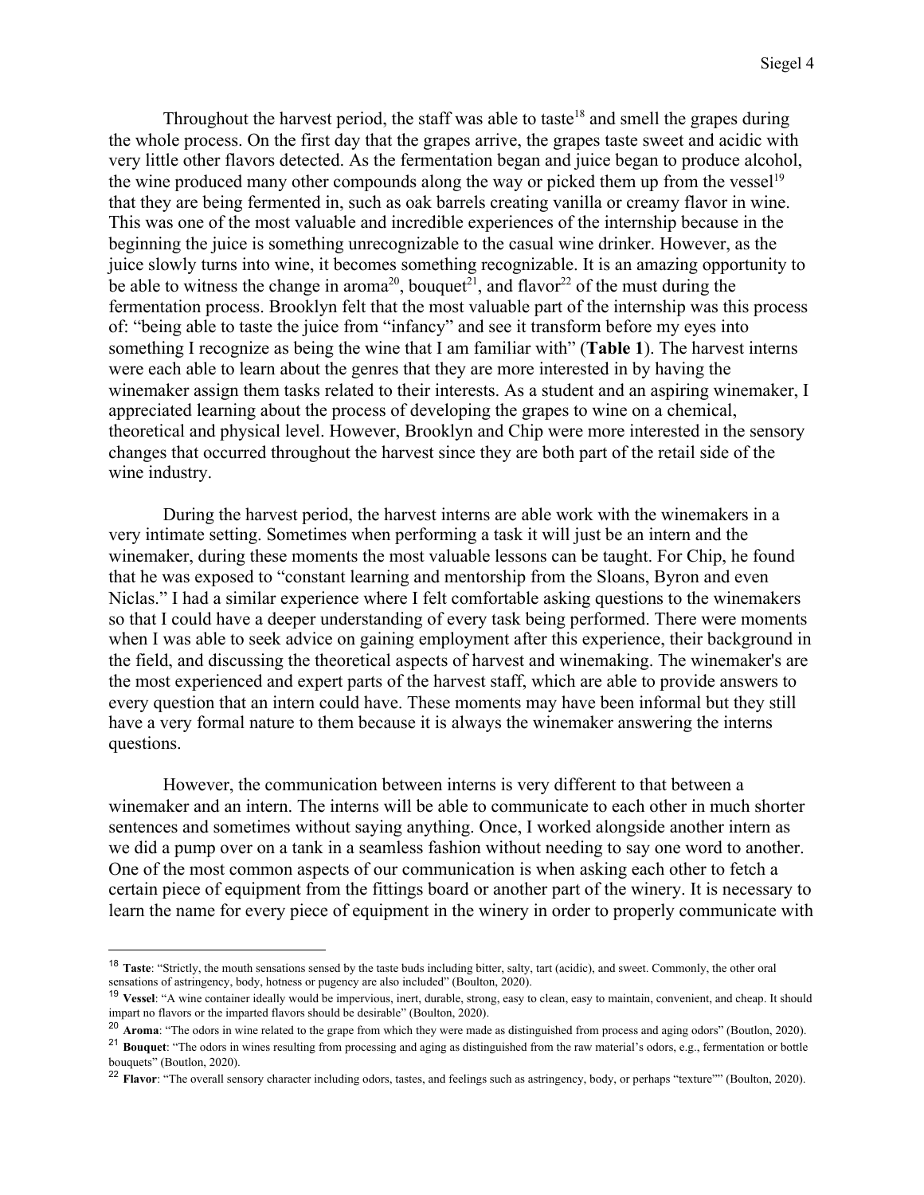Throughout the harvest period, the staff was able to taste[18] and smell the grapes during the whole process. On the first day that the grapes arrive, the grapes taste sweet and acidic with very little other flavors detected. As the fermentation began and juice began to produce alcohol, the wine produced many other compounds along the way or picked them up from the vessel[19] that they are being fermented in, such as oak barrels creating vanilla or creamy flavor in wine. This was one of the most valuable and incredible experiences of the internship because in the beginning the juice is something unrecognizable to the casual wine drinker. However, as the juice slowly turns into wine, it becomes something recognizable. It is an amazing opportunity to be able to witness the change in aroma[20], bouquet[21], and flavor[22] of the must during the fermentation process. Brooklyn felt that the most valuable part of the internship was this process of: "being able to taste the juice from "infancy" and see it transform before my eyes into something I recognize as being the wine that I am familiar with" (**Table 1**). The harvest interns were each able to learn about the genres that they are more interested in by having the winemaker assign them tasks related to their interests. As a student and an aspiring winemaker, I appreciated learning about the process of developing the grapes to wine on a chemical, theoretical and physical level. However, Brooklyn and Chip were more interested in the sensory changes that occurred throughout the harvest since they are both part of the retail side of the wine industry.

During the harvest period, the harvest interns are able work with the winemakers in a very intimate setting. Sometimes when performing a task it will just be an intern and the winemaker, during these moments the most valuable lessons can be taught. For Chip, he found that he was exposed to "constant learning and mentorship from the Sloans, Byron and even Niclas." I had a similar experience where I felt comfortable asking questions to the winemakers so that I could have a deeper understanding of every task being performed. There were moments when I was able to seek advice on gaining employment after this experience, their background in the field, and discussing the theoretical aspects of harvest and winemaking. The winemaker's are the most experienced and expert parts of the harvest staff, which are able to provide answers to every question that an intern could have. These moments may have been informal but they still have a very formal nature to them because it is always the winemaker answering the interns questions.

However, the communication between interns is very different to that between a winemaker and an intern. The interns will be able to communicate to each other in much shorter sentences and sometimes without saying anything. Once, I worked alongside another intern as we did a pump over on a tank in a seamless fashion without needing to say one word to another. One of the most common aspects of our communication is when asking each other to fetch a certain piece of equipment from the fittings board or another part of the winery. It is necessary to learn the name for every piece of equipment in the winery in order to properly communicate with

---

[18] **Taste**: "Strictly, the mouth sensations sensed by the taste buds including bitter, salty, tart (acidic), and sweet. Commonly, the other oral sensations of astringency, body, hotness or pugency are also included" (Boulton, 2020).

[19] **Vessel**: "A wine container ideally would be impervious, inert, durable, strong, easy to clean, easy to maintain, convenient, and cheap. It should impart no flavors or the imparted flavors should be desirable" (Boulton, 2020).

[20] **Aroma**: "The odors in wine related to the grape from which they were made as distinguished from process and aging odors" (Boutlon, 2020).

[21] **Bouquet**: "The odors in wines resulting from processing and aging as distinguished from the raw material's odors, e.g., fermentation or bottle bouquets" (Boutlon, 2020).

[22] **Flavor**: "The overall sensory character including odors, tastes, and feelings such as astringency, body, or perhaps "texture"" (Boulton, 2020).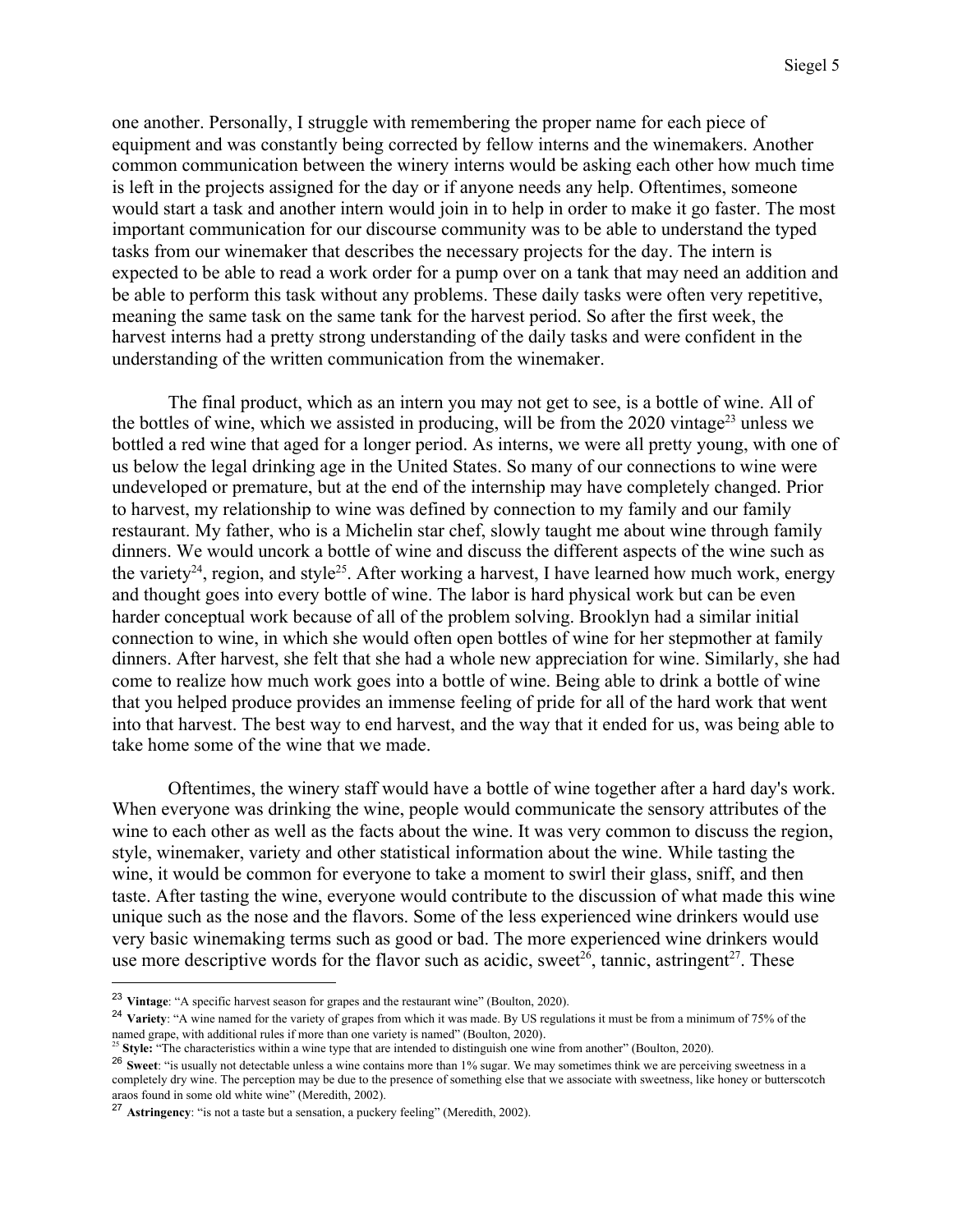one another. Personally, I struggle with remembering the proper name for each piece of equipment and was constantly being corrected by fellow interns and the winemakers. Another common communication between the winery interns would be asking each other how much time is left in the projects assigned for the day or if anyone needs any help. Oftentimes, someone would start a task and another intern would join in to help in order to make it go faster. The most important communication for our discourse community was to be able to understand the typed tasks from our winemaker that describes the necessary projects for the day. The intern is expected to be able to read a work order for a pump over on a tank that may need an addition and be able to perform this task without any problems. These daily tasks were often very repetitive, meaning the same task on the same tank for the harvest period. So after the first week, the harvest interns had a pretty strong understanding of the daily tasks and were confident in the understanding of the written communication from the winemaker.

The final product, which as an intern you may not get to see, is a bottle of wine. All of the bottles of wine, which we assisted in producing, will be from the 2020 vintage[23] unless we bottled a red wine that aged for a longer period. As interns, we were all pretty young, with one of us below the legal drinking age in the United States. So many of our connections to wine were undeveloped or premature, but at the end of the internship may have completely changed. Prior to harvest, my relationship to wine was defined by connection to my family and our family restaurant. My father, who is a Michelin star chef, slowly taught me about wine through family dinners. We would uncork a bottle of wine and discuss the different aspects of the wine such as the variety[24], region, and style[25]. After working a harvest, I have learned how much work, energy and thought goes into every bottle of wine. The labor is hard physical work but can be even harder conceptual work because of all of the problem solving. Brooklyn had a similar initial connection to wine, in which she would often open bottles of wine for her stepmother at family dinners. After harvest, she felt that she had a whole new appreciation for wine. Similarly, she had come to realize how much work goes into a bottle of wine. Being able to drink a bottle of wine that you helped produce provides an immense feeling of pride for all of the hard work that went into that harvest. The best way to end harvest, and the way that it ended for us, was being able to take home some of the wine that we made.

Oftentimes, the winery staff would have a bottle of wine together after a hard day's work. When everyone was drinking the wine, people would communicate the sensory attributes of the wine to each other as well as the facts about the wine. It was very common to discuss the region, style, winemaker, variety and other statistical information about the wine. While tasting the wine, it would be common for everyone to take a moment to swirl their glass, sniff, and then taste. After tasting the wine, everyone would contribute to the discussion of what made this wine unique such as the nose and the flavors. Some of the less experienced wine drinkers would use very basic winemaking terms such as good or bad. The more experienced wine drinkers would use more descriptive words for the flavor such as acidic, sweet[26], tannic, astringent[27]. These

---

[23] **Vintage**: "A specific harvest season for grapes and the restaurant wine" (Boulton, 2020).

[24] **Variety**: "A wine named for the variety of grapes from which it was made. By US regulations it must be from a minimum of 75% of the named grape, with additional rules if more than one variety is named" (Boulton, 2020).

[25] **Style:** "The characteristics within a wine type that are intended to distinguish one wine from another" (Boulton, 2020).

[26] **Sweet**: "is usually not detectable unless a wine contains more than 1% sugar. We may sometimes think we are perceiving sweetness in a completely dry wine. The perception may be due to the presence of something else that we associate with sweetness, like honey or butterscotch araos found in some old white wine" (Meredith, 2002).

[27] **Astringency**: "is not a taste but a sensation, a puckery feeling" (Meredith, 2002).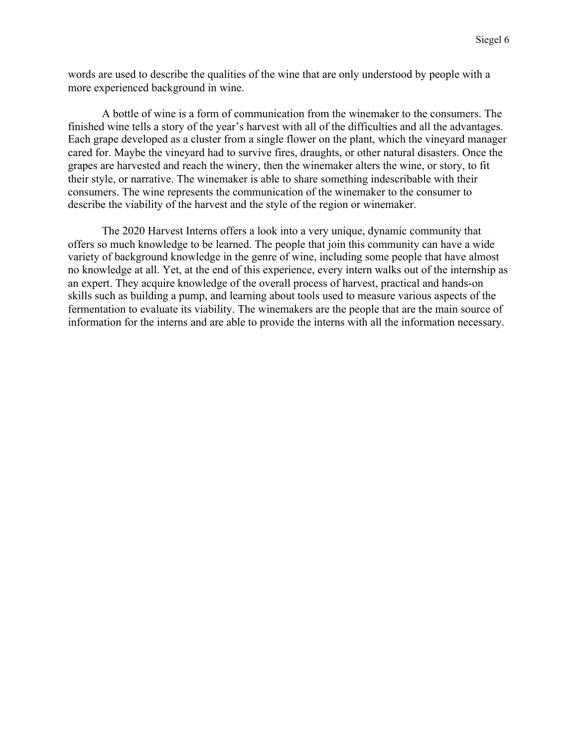words are used to describe the qualities of the wine that are only understood by people with a more experienced background in wine.

A bottle of wine is a form of communication from the winemaker to the consumers. The finished wine tells a story of the year's harvest with all of the difficulties and all the advantages. Each grape developed as a cluster from a single flower on the plant, which the vineyard manager cared for. Maybe the vineyard had to survive fires, draughts, or other natural disasters. Once the grapes are harvested and reach the winery, then the winemaker alters the wine, or story, to fit their style, or narrative. The winemaker is able to share something indescribable with their consumers. The wine represents the communication of the winemaker to the consumer to describe the viability of the harvest and the style of the region or winemaker.

The 2020 Harvest Interns offers a look into a very unique, dynamic community that offers so much knowledge to be learned. The people that join this community can have a wide variety of background knowledge in the genre of wine, including some people that have almost no knowledge at all. Yet, at the end of this experience, every intern walks out of the internship as an expert. They acquire knowledge of the overall process of harvest, practical and hands-on skills such as building a pump, and learning about tools used to measure various aspects of the fermentation to evaluate its viability. The winemakers are the people that are the main source of information for the interns and are able to provide the interns with all the information necessary.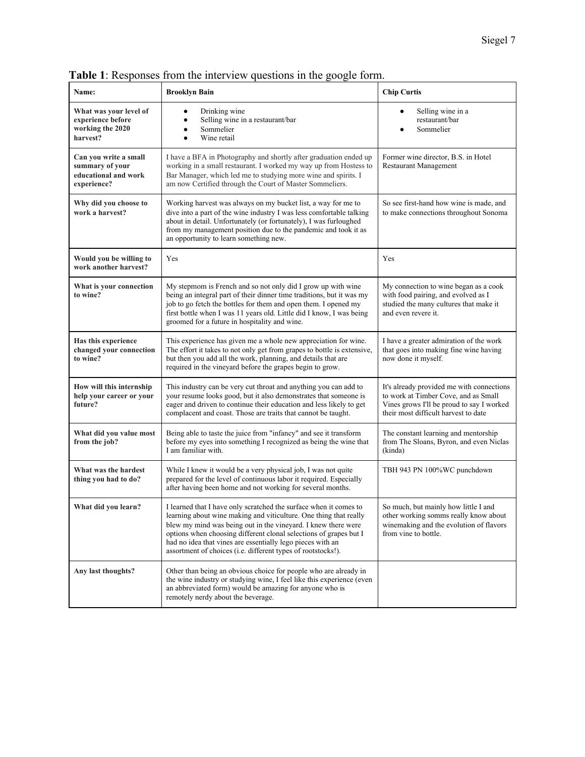**Table 1**: Responses from the interview questions in the google form.

| **Name:** | **Brooklyn Bain** | **Chip Curtis** |
|---|---|---|
| **What was your level of experience before working the 2020 harvest?** | • Drinking wine<br>• Selling wine in a restaurant/bar<br>• Sommelier<br>• Wine retail | • Selling wine in a restaurant/bar<br>• Sommelier |
| **Can you write a small summary of your educational and work experience?** | I have a BFA in Photography and shortly after graduation ended up working in a small restaurant. I worked my way up from Hostess to Bar Manager, which led me to studying more wine and spirits. I am now Certified through the Court of Master Sommeliers. | Former wine director, B.S. in Hotel Restaurant Management |
| **Why did you choose to work a harvest?** | Working harvest was always on my bucket list, a way for me to dive into a part of the wine industry I was less comfortable talking about in detail. Unfortunately (or fortunately), I was furloughed from my management position due to the pandemic and took it as an opportunity to learn something new. | So see first-hand how wine is made, and to make connections throughout Sonoma |
| **Would you be willing to work another harvest?** | Yes | Yes |
| **What is your connection to wine?** | My stepmom is French and so not only did I grow up with wine being an integral part of their dinner time traditions, but it was my job to go fetch the bottles for them and open them. I opened my first bottle when I was 11 years old. Little did I know, I was being groomed for a future in hospitality and wine. | My connection to wine began as a cook with food pairing, and evolved as I studied the many cultures that make it and even revere it. |
| **Has this experience changed your connection to wine?** | This experience has given me a whole new appreciation for wine. The effort it takes to not only get from grapes to bottle is extensive, but then you add all the work, planning, and details that are required in the vineyard before the grapes begin to grow. | I have a greater admiration of the work that goes into making fine wine having now done it myself. |
| **How will this internship help your career or your future?** | This industry can be very cut throat and anything you can add to your resume looks good, but it also demonstrates that someone is eager and driven to continue their education and less likely to get complacent and coast. Those are traits that cannot be taught. | It's already provided me with connections to work at Timber Cove, and as Small Vines grows I'll be proud to say I worked their most difficult harvest to date |
| **What did you value most from the job?** | Being able to taste the juice from "infancy" and see it transform before my eyes into something I recognized as being the wine that I am familiar with. | The constant learning and mentorship from The Sloans, Byron, and even Niclas (kinda) |
| **What was the hardest thing you had to do?** | While I knew it would be a very physical job, I was not quite prepared for the level of continuous labor it required. Especially after having been home and not working for several months. | TBH 943 PN 100%WC punchdown |
| **What did you learn?** | I learned that I have only scratched the surface when it comes to learning about wine making and viticulture. One thing that really blew my mind was being out in the vineyard. I knew there were options when choosing different clonal selections of grapes but I had no idea that vines are essentially lego pieces with an assortment of choices (i.e. different types of rootstocks!). | So much, but mainly how little I and other working somms really know about winemaking and the evolution of flavors from vine to bottle. |
| **Any last thoughts?** | Other than being an obvious choice for people who are already in the wine industry or studying wine, I feel like this experience (even an abbreviated form) would be amazing for anyone who is remotely nerdy about the beverage. | |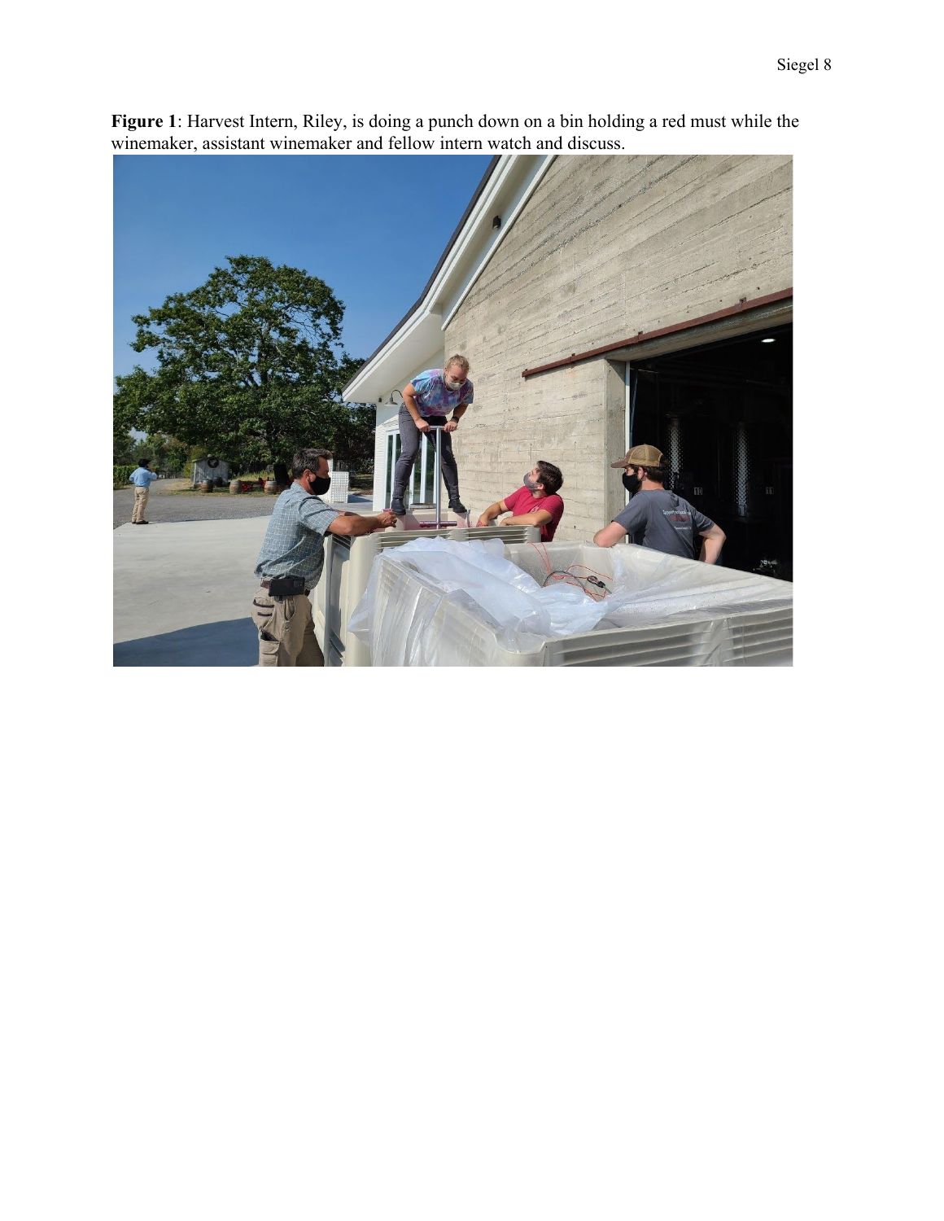**Figure 1**: Harvest Intern, Riley, is doing a punch down on a bin holding a red must while the winemaker, assistant winemaker and fellow intern watch and discuss.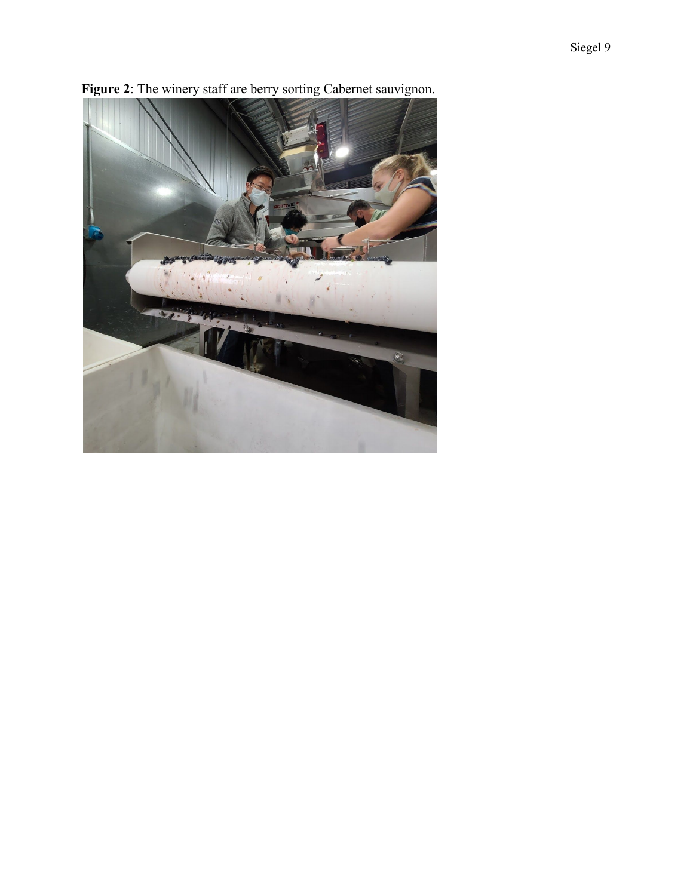**Figure 2**: The winery staff are berry sorting Cabernet sauvignon.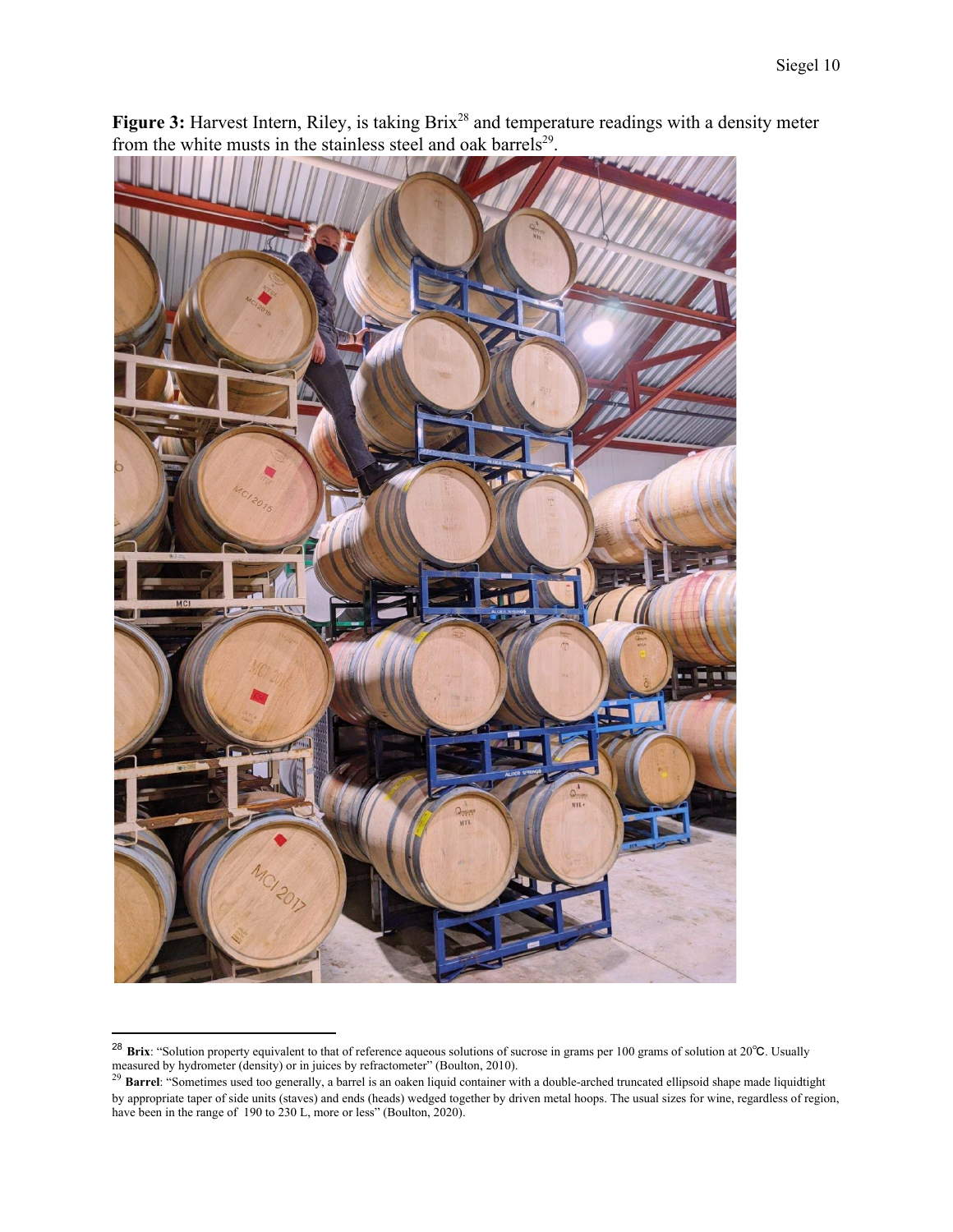**Figure 3:** Harvest Intern, Riley, is taking Brix[28] and temperature readings with a density meter from the white musts in the stainless steel and oak barrels[29].

[28] **Brix**: "Solution property equivalent to that of reference aqueous solutions of sucrose in grams per 100 grams of solution at 20℃. Usually measured by hydrometer (density) or in juices by refractometer" (Boulton, 2010).

[29] **Barrel**: "Sometimes used too generally, a barrel is an oaken liquid container with a double-arched truncated ellipsoid shape made liquidtight by appropriate taper of side units (staves) and ends (heads) wedged together by driven metal hoops. The usual sizes for wine, regardless of region, have been in the range of 190 to 230 L, more or less" (Boulton, 2020).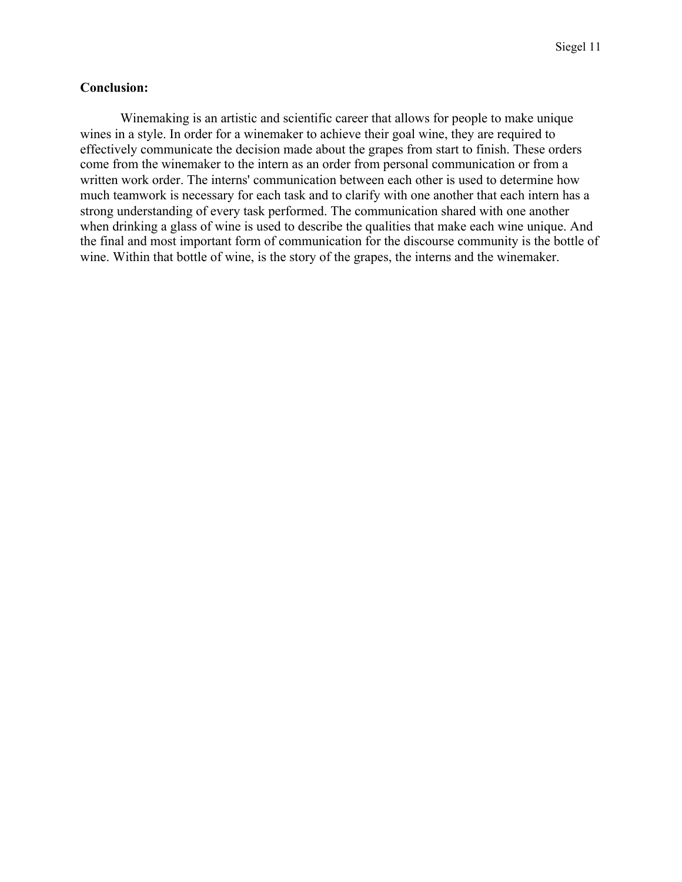**Conclusion:**

Winemaking is an artistic and scientific career that allows for people to make unique wines in a style. In order for a winemaker to achieve their goal wine, they are required to effectively communicate the decision made about the grapes from start to finish. These orders come from the winemaker to the intern as an order from personal communication or from a written work order. The interns' communication between each other is used to determine how much teamwork is necessary for each task and to clarify with one another that each intern has a strong understanding of every task performed. The communication shared with one another when drinking a glass of wine is used to describe the qualities that make each wine unique. And the final and most important form of communication for the discourse community is the bottle of wine. Within that bottle of wine, is the story of the grapes, the interns and the winemaker.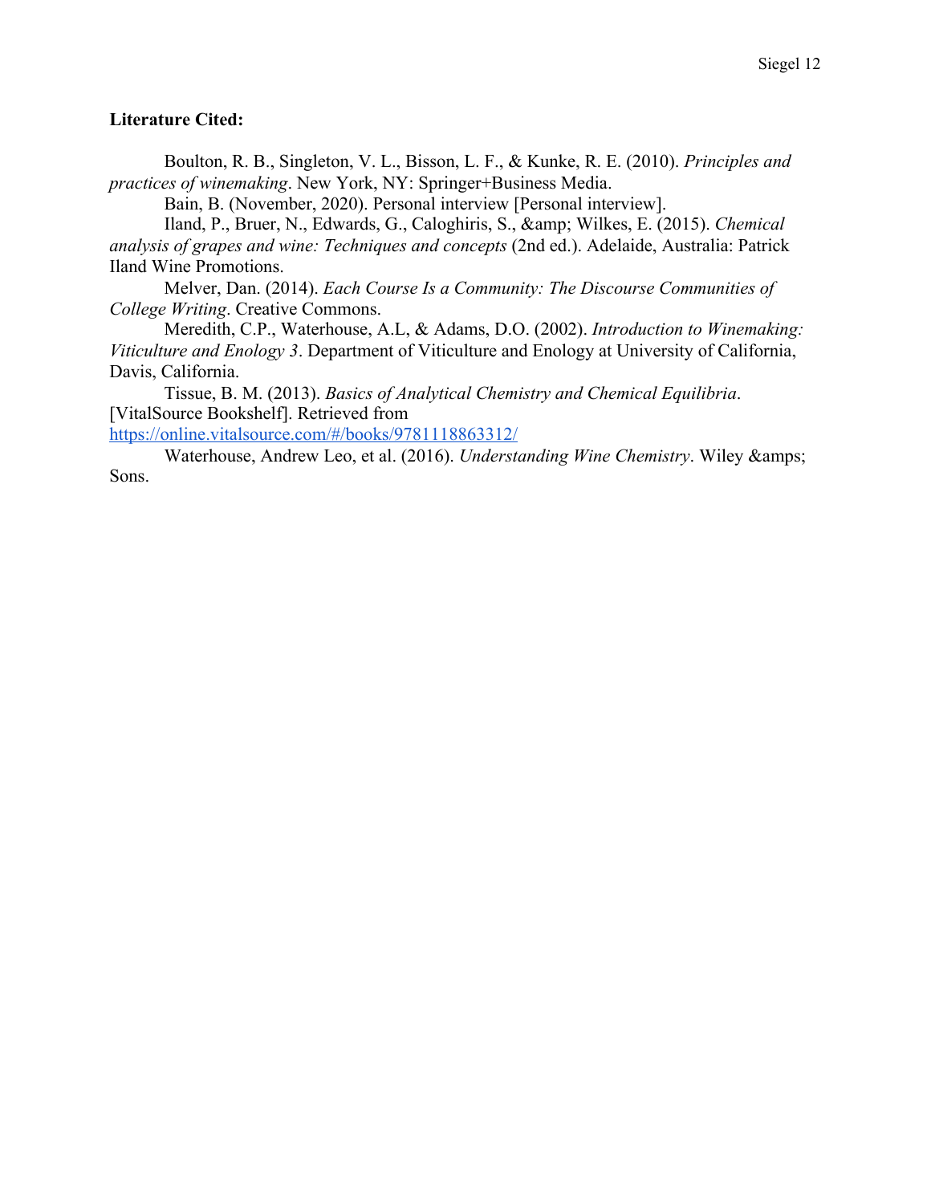**Literature Cited:**

Boulton, R. B., Singleton, V. L., Bisson, L. F., & Kunke, R. E. (2010). *Principles and practices of winemaking*. New York, NY: Springer+Business Media.

Bain, B. (November, 2020). Personal interview [Personal interview].

Iland, P., Bruer, N., Edwards, G., Caloghiris, S., &amp; Wilkes, E. (2015). *Chemical analysis of grapes and wine: Techniques and concepts* (2nd ed.). Adelaide, Australia: Patrick Iland Wine Promotions.

Melver, Dan. (2014). *Each Course Is a Community: The Discourse Communities of College Writing*. Creative Commons.

Meredith, C.P., Waterhouse, A.L, & Adams, D.O. (2002). *Introduction to Winemaking: Viticulture and Enology 3*. Department of Viticulture and Enology at University of California, Davis, California.

Tissue, B. M. (2013). *Basics of Analytical Chemistry and Chemical Equilibria*. [VitalSource Bookshelf]. Retrieved from https://online.vitalsource.com/#/books/9781118863312/

Waterhouse, Andrew Leo, et al. (2016). *Understanding Wine Chemistry*. Wiley &amps; Sons.